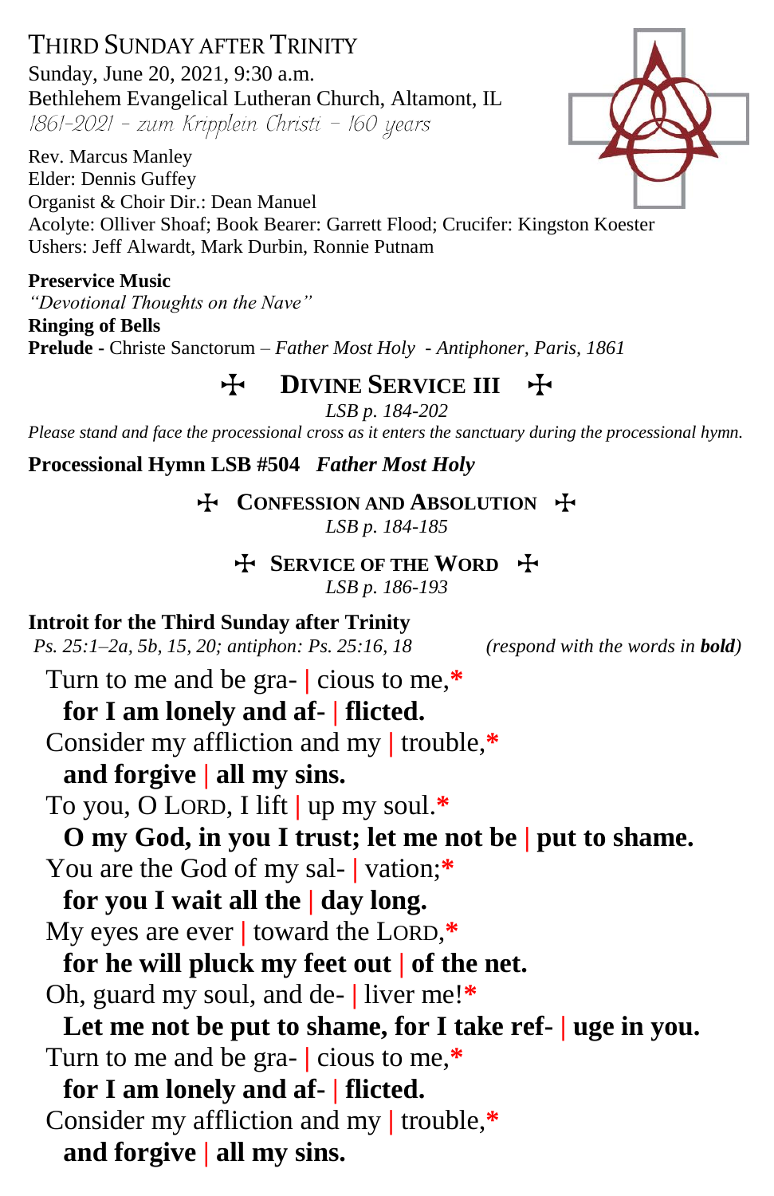# THIRD SUNDAY AFTER TRINITY

Sunday, June 20, 2021, 9:30 a.m.
Bethlehem Evangelical Lutheran Church, Altamont, IL
*1861-2021 – zum Kripplein Christi – 160 years*

Rev. Marcus Manley
Elder: Dennis Guffey
Organist & Choir Dir.: Dean Manuel
Acolyte: Olliver Shoaf; Book Bearer: Garrett Flood; Crucifer: Kingston Koester
Ushers: Jeff Alwardt, Mark Durbin, Ronnie Putnam

**Preservice Music**
*"Devotional Thoughts on the Nave"*
**Ringing of Bells**
**Prelude -** Christe Sanctorum – *Father Most Holy - Antiphoner, Paris, 1861*

## ☩ DIVINE SERVICE III ☩

*LSB p. 184-202*

*Please stand and face the processional cross as it enters the sanctuary during the processional hymn.*

**Processional Hymn LSB #504** ***Father Most Holy***

## ☩ CONFESSION AND ABSOLUTION ☩

*LSB p. 184-185*

## ☩ SERVICE OF THE WORD ☩

*LSB p. 186-193*

**Introit for the Third Sunday after Trinity**
*Ps. 25:1–2a, 5b, 15, 20; antiphon: Ps. 25:16, 18* *(respond with the words in **bold**)*

Turn to me and be gra- | cious to me,*
**for I am lonely and af- | flicted.**
Consider my affliction and my | trouble,*
**and forgive | all my sins.**
To you, O LORD, I lift | up my soul.*
**O my God, in you I trust; let me not be | put to shame.**
You are the God of my sal- | vation;*
**for you I wait all the | day long.**
My eyes are ever | toward the LORD,*
**for he will pluck my feet out | of the net.**
Oh, guard my soul, and de- | liver me!*
**Let me not be put to shame, for I take ref- | uge in you.**
Turn to me and be gra- | cious to me,*
**for I am lonely and af- | flicted.**
Consider my affliction and my | trouble,*
**and forgive | all my sins.**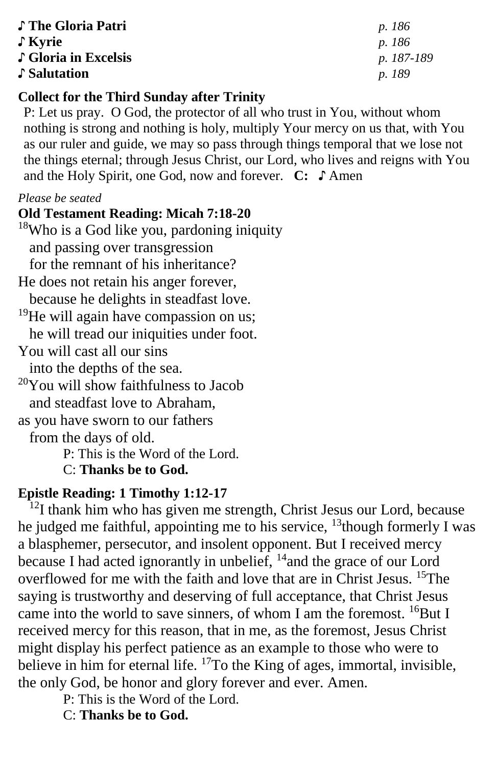♪ **The Gloria Patri** *p. 186*
♪ **Kyrie** *p. 186*
♪ **Gloria in Excelsis** *p. 187-189*
♪ **Salutation** *p. 189*

**Collect for the Third Sunday after Trinity**

P: Let us pray. O God, the protector of all who trust in You, without whom nothing is strong and nothing is holy, multiply Your mercy on us that, with You as our ruler and guide, we may so pass through things temporal that we lose not the things eternal; through Jesus Christ, our Lord, who lives and reigns with You and the Holy Spirit, one God, now and forever. **C:** ♪ Amen

*Please be seated*

**Old Testament Reading: Micah 7:18-20**

[18]Who is a God like you, pardoning iniquity
and passing over transgression
for the remnant of his inheritance?
He does not retain his anger forever,
because he delights in steadfast love.
[19]He will again have compassion on us;
he will tread our iniquities under foot.
You will cast all our sins
into the depths of the sea.
[20]You will show faithfulness to Jacob
and steadfast love to Abraham,
as you have sworn to our fathers
from the days of old.

P: This is the Word of the Lord.
C: **Thanks be to God.**

**Epistle Reading: 1 Timothy 1:12-17**

[12]I thank him who has given me strength, Christ Jesus our Lord, because he judged me faithful, appointing me to his service, [13]though formerly I was a blasphemer, persecutor, and insolent opponent. But I received mercy because I had acted ignorantly in unbelief, [14]and the grace of our Lord overflowed for me with the faith and love that are in Christ Jesus. [15]The saying is trustworthy and deserving of full acceptance, that Christ Jesus came into the world to save sinners, of whom I am the foremost. [16]But I received mercy for this reason, that in me, as the foremost, Jesus Christ might display his perfect patience as an example to those who were to believe in him for eternal life. [17]To the King of ages, immortal, invisible, the only God, be honor and glory forever and ever. Amen.

P: This is the Word of the Lord.
C: **Thanks be to God.**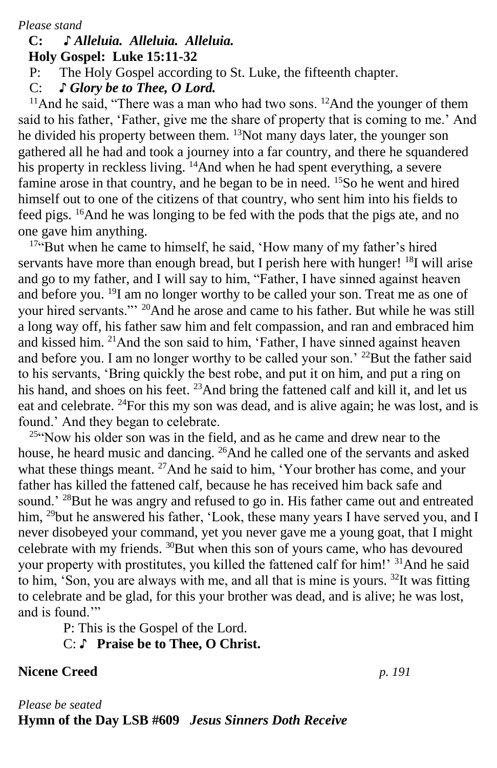*Please stand*

**C: ♪ *Alleluia. Alleluia. Alleluia.***

**Holy Gospel: Luke 15:11-32**

P: The Holy Gospel according to St. Luke, the fifteenth chapter.

C: ***♪ Glory be to Thee, O Lord.***

[11]And he said, "There was a man who had two sons. [12]And the younger of them said to his father, 'Father, give me the share of property that is coming to me.' And he divided his property between them. [13]Not many days later, the younger son gathered all he had and took a journey into a far country, and there he squandered his property in reckless living. [14]And when he had spent everything, a severe famine arose in that country, and he began to be in need. [15]So he went and hired himself out to one of the citizens of that country, who sent him into his fields to feed pigs. [16]And he was longing to be fed with the pods that the pigs ate, and no one gave him anything.

[17]"But when he came to himself, he said, 'How many of my father's hired servants have more than enough bread, but I perish here with hunger! [18]I will arise and go to my father, and I will say to him, "Father, I have sinned against heaven and before you. [19]I am no longer worthy to be called your son. Treat me as one of your hired servants."' [20]And he arose and came to his father. But while he was still a long way off, his father saw him and felt compassion, and ran and embraced him and kissed him. [21]And the son said to him, 'Father, I have sinned against heaven and before you. I am no longer worthy to be called your son.' [22]But the father said to his servants, 'Bring quickly the best robe, and put it on him, and put a ring on his hand, and shoes on his feet. [23]And bring the fattened calf and kill it, and let us eat and celebrate. [24]For this my son was dead, and is alive again; he was lost, and is found.' And they began to celebrate.

[25]"Now his older son was in the field, and as he came and drew near to the house, he heard music and dancing. [26]And he called one of the servants and asked what these things meant. [27]And he said to him, 'Your brother has come, and your father has killed the fattened calf, because he has received him back safe and sound.' [28]But he was angry and refused to go in. His father came out and entreated him, [29]but he answered his father, 'Look, these many years I have served you, and I never disobeyed your command, yet you never gave me a young goat, that I might celebrate with my friends. [30]But when this son of yours came, who has devoured your property with prostitutes, you killed the fattened calf for him!' [31]And he said to him, 'Son, you are always with me, and all that is mine is yours. [32]It was fitting to celebrate and be glad, for this your brother was dead, and is alive; he was lost, and is found.'"

P: This is the Gospel of the Lord.

C: **♪ Praise be to Thee, O Christ.**

**Nicene Creed** *p. 191*

*Please be seated*

**Hymn of the Day LSB #609** ***Jesus Sinners Doth Receive***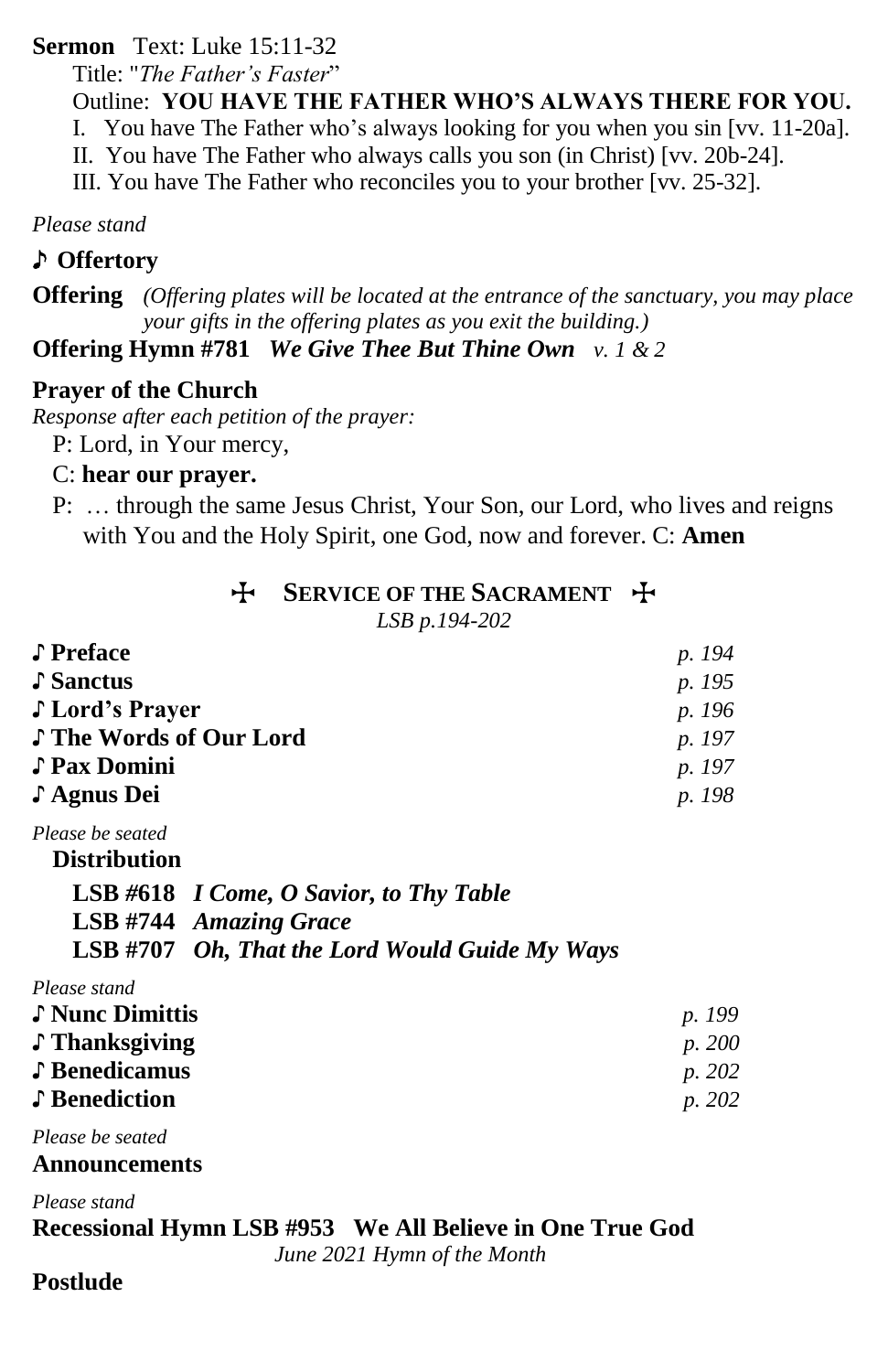**Sermon** Text: Luke 15:11-32

Title: "*The Father's Faster*"

Outline: **YOU HAVE THE FATHER WHO'S ALWAYS THERE FOR YOU.**

I. You have The Father who's always looking for you when you sin [vv. 11-20a].

II. You have The Father who always calls you son (in Christ) [vv. 20b-24].

III. You have The Father who reconciles you to your brother [vv. 25-32].

*Please stand*

♪ **Offertory**

**Offering** *(Offering plates will be located at the entrance of the sanctuary, you may place your gifts in the offering plates as you exit the building.)*

**Offering Hymn #781** ***We Give Thee But Thine Own*** *v. 1 & 2*

**Prayer of the Church**

*Response after each petition of the prayer:*

P: Lord, in Your mercy,

C: **hear our prayer.**

P: … through the same Jesus Christ, Your Son, our Lord, who lives and reigns with You and the Holy Spirit, one God, now and forever. C: **Amen**

## ✠ SERVICE OF THE SACRAMENT ✠

*LSB p.194-202*

| | |
|---|---|
| ♪ **Preface** | *p. 194* |
| ♪ **Sanctus** | *p. 195* |
| ♪ **Lord's Prayer** | *p. 196* |
| ♪ **The Words of Our Lord** | *p. 197* |
| ♪ **Pax Domini** | *p. 197* |
| ♪ **Agnus Dei** | *p. 198* |

*Please be seated*

**Distribution**

**LSB #618** ***I Come, O Savior, to Thy Table***

**LSB #744** ***Amazing Grace***

**LSB #707** ***Oh, That the Lord Would Guide My Ways***

*Please stand*

| | |
|---|---|
| ♪ **Nunc Dimittis** | *p. 199* |
| ♪ **Thanksgiving** | *p. 200* |
| ♪ **Benedicamus** | *p. 202* |
| ♪ **Benediction** | *p. 202* |

*Please be seated*

**Announcements**

*Please stand*

**Recessional Hymn LSB #953 We All Believe in One True God**

*June 2021 Hymn of the Month*

**Postlude**